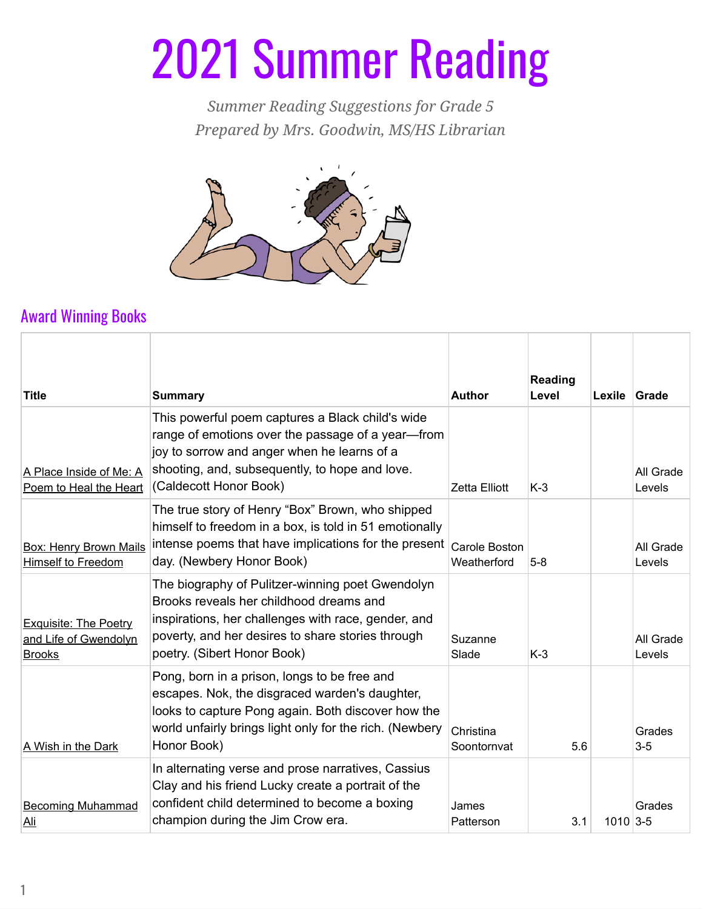# 2021 Summer Reading

*Summer Reading Suggestions for Grade 5*
*Prepared by Mrs. Goodwin, MS/HS Librarian*

## Award Winning Books

| Title | Summary | Author | Reading Level | Lexile | Grade |
|---|---|---|---|---|---|
| A Place Inside of Me: A Poem to Heal the Heart | This powerful poem captures a Black child's wide range of emotions over the passage of a year—from joy to sorrow and anger when he learns of a shooting, and, subsequently, to hope and love. (Caldecott Honor Book) | Zetta Elliott | K-3 | | All Grade Levels |
| Box: Henry Brown Mails Himself to Freedom | The true story of Henry “Box” Brown, who shipped himself to freedom in a box, is told in 51 emotionally intense poems that have implications for the present day. (Newbery Honor Book) | Carole Boston Weatherford | 5-8 | | All Grade Levels |
| Exquisite: The Poetry and Life of Gwendolyn Brooks | The biography of Pulitzer-winning poet Gwendolyn Brooks reveals her childhood dreams and inspirations, her challenges with race, gender, and poverty, and her desires to share stories through poetry. (Sibert Honor Book) | Suzanne Slade | K-3 | | All Grade Levels |
| A Wish in the Dark | Pong, born in a prison, longs to be free and escapes. Nok, the disgraced warden's daughter, looks to capture Pong again. Both discover how the world unfairly brings light only for the rich. (Newbery Honor Book) | Christina Soontornvat | 5.6 | | Grades 3-5 |
| Becoming Muhammad Ali | In alternating verse and prose narratives, Cassius Clay and his friend Lucky create a portrait of the confident child determined to become a boxing champion during the Jim Crow era. | James Patterson | 3.1 | 1010 | Grades 3-5 |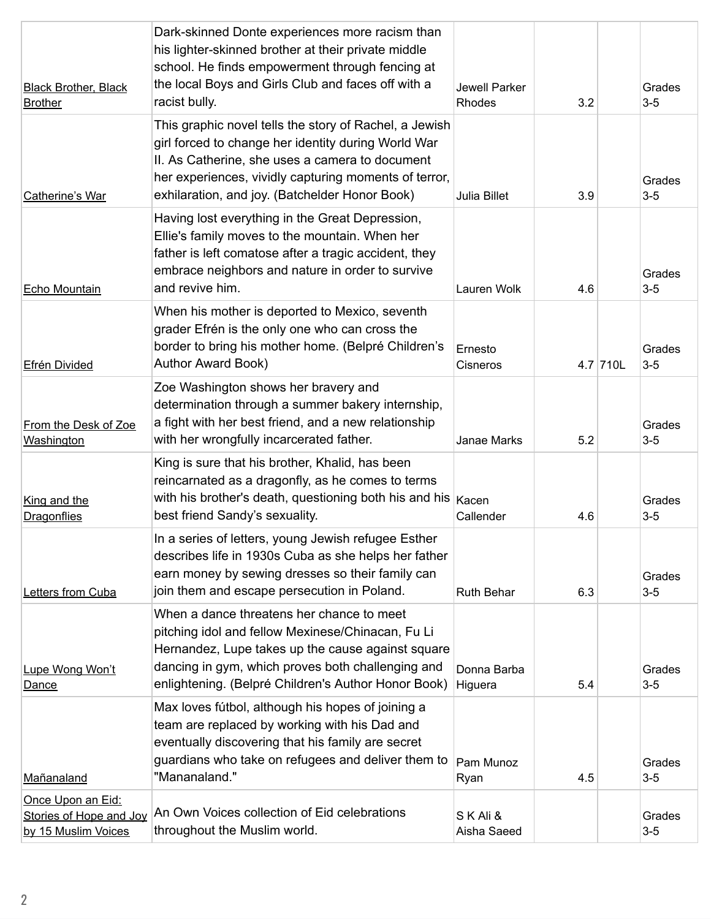| | | | | | |
|---|---|---|---|---|---|
| Black Brother, Black Brother | Dark-skinned Donte experiences more racism than his lighter-skinned brother at their private middle school. He finds empowerment through fencing at the local Boys and Girls Club and faces off with a racist bully. | Jewell Parker Rhodes | 3.2 | | Grades 3-5 |
| Catherine's War | This graphic novel tells the story of Rachel, a Jewish girl forced to change her identity during World War II. As Catherine, she uses a camera to document her experiences, vividly capturing moments of terror, exhilaration, and joy. (Batchelder Honor Book) | Julia Billet | 3.9 | | Grades 3-5 |
| Echo Mountain | Having lost everything in the Great Depression, Ellie's family moves to the mountain. When her father is left comatose after a tragic accident, they embrace neighbors and nature in order to survive and revive him. | Lauren Wolk | 4.6 | | Grades 3-5 |
| Efrén Divided | When his mother is deported to Mexico, seventh grader Efrén is the only one who can cross the border to bring his mother home. (Belpré Children's Author Award Book) | Ernesto Cisneros | 4.7 | 710L | Grades 3-5 |
| From the Desk of Zoe Washington | Zoe Washington shows her bravery and determination through a summer bakery internship, a fight with her best friend, and a new relationship with her wrongfully incarcerated father. | Janae Marks | 5.2 | | Grades 3-5 |
| King and the Dragonflies | King is sure that his brother, Khalid, has been reincarnated as a dragonfly, as he comes to terms with his brother's death, questioning both his and his best friend Sandy's sexuality. | Kacen Callender | 4.6 | | Grades 3-5 |
| Letters from Cuba | In a series of letters, young Jewish refugee Esther describes life in 1930s Cuba as she helps her father earn money by sewing dresses so their family can join them and escape persecution in Poland. | Ruth Behar | 6.3 | | Grades 3-5 |
| Lupe Wong Won't Dance | When a dance threatens her chance to meet pitching idol and fellow Mexinese/Chinacan, Fu Li Hernandez, Lupe takes up the cause against square dancing in gym, which proves both challenging and enlightening. (Belpré Children's Author Honor Book) | Donna Barba Higuera | 5.4 | | Grades 3-5 |
| Mañanaland | Max loves fútbol, although his hopes of joining a team are replaced by working with his Dad and eventually discovering that his family are secret guardians who take on refugees and deliver them to "Mananaland." | Pam Munoz Ryan | 4.5 | | Grades 3-5 |
| Once Upon an Eid: Stories of Hope and Joy by 15 Muslim Voices | An Own Voices collection of Eid celebrations throughout the Muslim world. | S K Ali & Aisha Saeed | | | Grades 3-5 |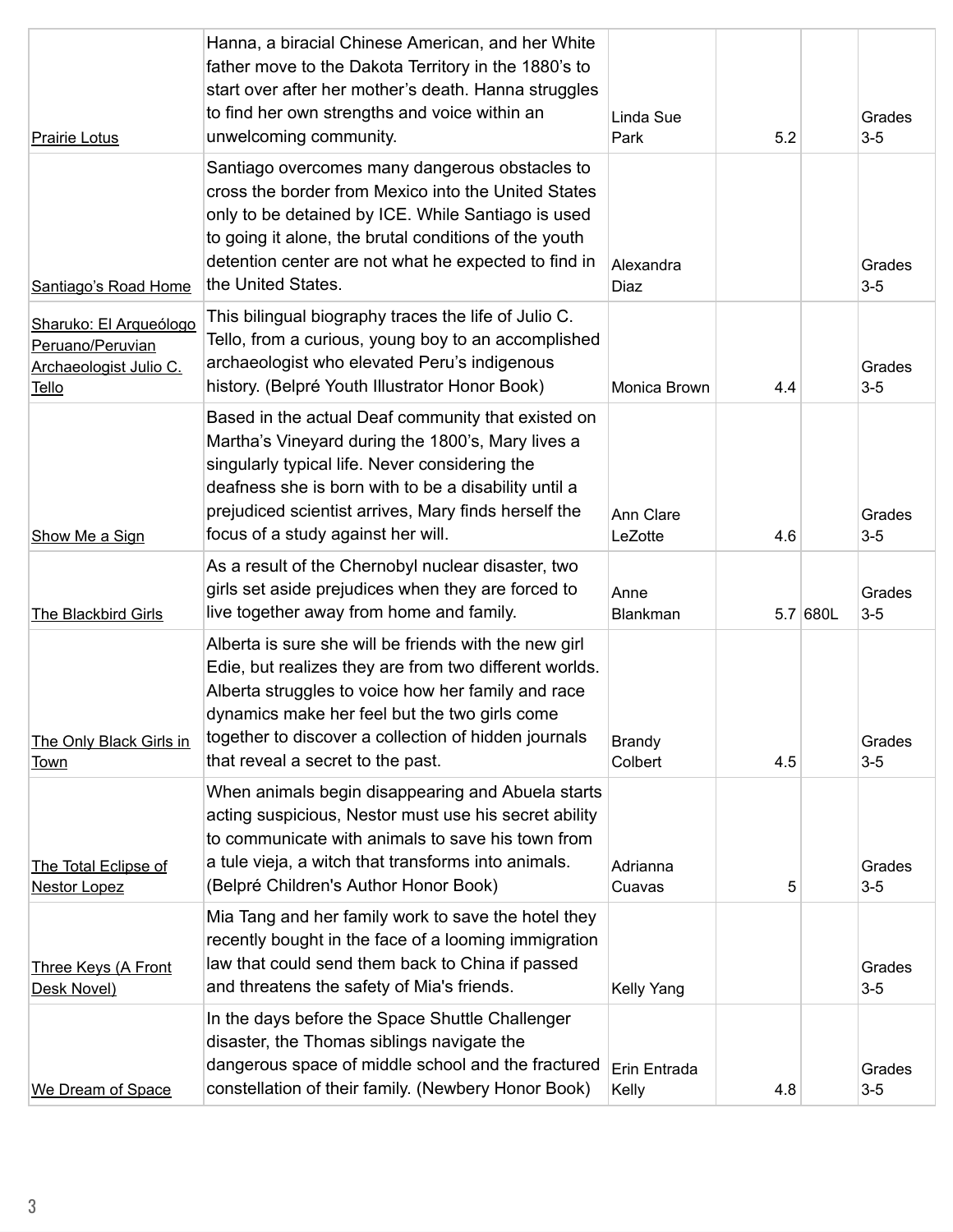| | | | | | |
|---|---|---|---|---|---|
| Prairie Lotus | Hanna, a biracial Chinese American, and her White father move to the Dakota Territory in the 1880's to start over after her mother's death. Hanna struggles to find her own strengths and voice within an unwelcoming community. | Linda Sue Park | 5.2 | | Grades 3-5 |
| Santiago's Road Home | Santiago overcomes many dangerous obstacles to cross the border from Mexico into the United States only to be detained by ICE. While Santiago is used to going it alone, the brutal conditions of the youth detention center are not what he expected to find in the United States. | Alexandra Diaz | | | Grades 3-5 |
| Sharuko: El Arqueólogo Peruano/Peruvian Archaeologist Julio C. Tello | This bilingual biography traces the life of Julio C. Tello, from a curious, young boy to an accomplished archaeologist who elevated Peru's indigenous history. (Belpré Youth Illustrator Honor Book) | Monica Brown | 4.4 | | Grades 3-5 |
| Show Me a Sign | Based in the actual Deaf community that existed on Martha's Vineyard during the 1800's, Mary lives a singularly typical life. Never considering the deafness she is born with to be a disability until a prejudiced scientist arrives, Mary finds herself the focus of a study against her will. | Ann Clare LeZotte | 4.6 | | Grades 3-5 |
| The Blackbird Girls | As a result of the Chernobyl nuclear disaster, two girls set aside prejudices when they are forced to live together away from home and family. | Anne Blankman | 5.7 | 680L | Grades 3-5 |
| The Only Black Girls in Town | Alberta is sure she will be friends with the new girl Edie, but realizes they are from two different worlds. Alberta struggles to voice how her family and race dynamics make her feel but the two girls come together to discover a collection of hidden journals that reveal a secret to the past. | Brandy Colbert | 4.5 | | Grades 3-5 |
| The Total Eclipse of Nestor Lopez | When animals begin disappearing and Abuela starts acting suspicious, Nestor must use his secret ability to communicate with animals to save his town from a tule vieja, a witch that transforms into animals. (Belpré Children's Author Honor Book) | Adrianna Cuavas | 5 | | Grades 3-5 |
| Three Keys (A Front Desk Novel) | Mia Tang and her family work to save the hotel they recently bought in the face of a looming immigration law that could send them back to China if passed and threatens the safety of Mia's friends. | Kelly Yang | | | Grades 3-5 |
| We Dream of Space | In the days before the Space Shuttle Challenger disaster, the Thomas siblings navigate the dangerous space of middle school and the fractured constellation of their family. (Newbery Honor Book) | Erin Entrada Kelly | 4.8 | | Grades 3-5 |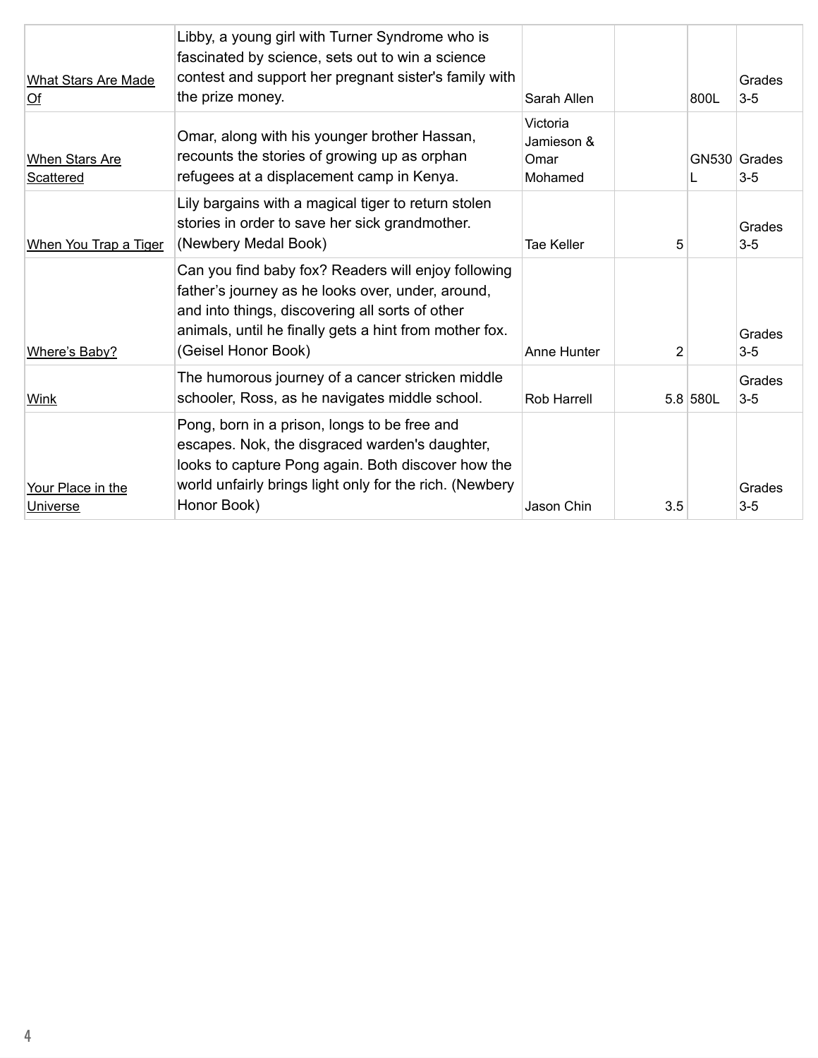| | | | | | |
|---|---|---|---|---|---|
| What Stars Are Made Of | Libby, a young girl with Turner Syndrome who is fascinated by science, sets out to win a science contest and support her pregnant sister's family with the prize money. | Sarah Allen | | 800L | Grades 3-5 |
| When Stars Are Scattered | Omar, along with his younger brother Hassan, recounts the stories of growing up as orphan refugees at a displacement camp in Kenya. | Victoria Jamieson & Omar Mohamed | | GN530L | Grades 3-5 |
| When You Trap a Tiger | Lily bargains with a magical tiger to return stolen stories in order to save her sick grandmother. (Newbery Medal Book) | Tae Keller | 5 | | Grades 3-5 |
| Where's Baby? | Can you find baby fox? Readers will enjoy following father's journey as he looks over, under, around, and into things, discovering all sorts of other animals, until he finally gets a hint from mother fox. (Geisel Honor Book) | Anne Hunter | 2 | | Grades 3-5 |
| Wink | The humorous journey of a cancer stricken middle schooler, Ross, as he navigates middle school. | Rob Harrell | 5.8 | 580L | Grades 3-5 |
| Your Place in the Universe | Pong, born in a prison, longs to be free and escapes. Nok, the disgraced warden's daughter, looks to capture Pong again. Both discover how the world unfairly brings light only for the rich. (Newbery Honor Book) | Jason Chin | 3.5 | | Grades 3-5 |